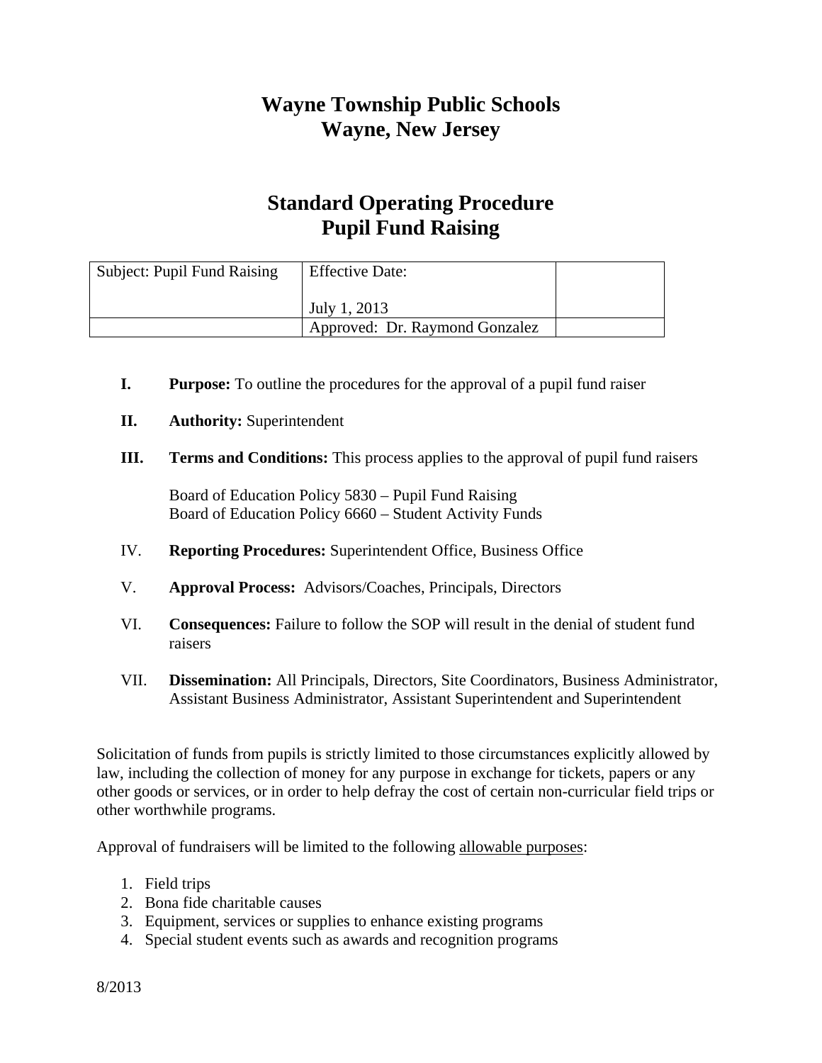# Wayne Township Public Schools
# Wayne, New Jersey

## Standard Operating Procedure
## Pupil Fund Raising

| Subject: Pupil Fund Raising | Effective Date:<br><br>July 1, 2013 | |
|---|---|---|
| | Approved: Dr. Raymond Gonzalez | |

I. **Purpose:** To outline the procedures for the approval of a pupil fund raiser

II. **Authority:** Superintendent

III. **Terms and Conditions:** This process applies to the approval of pupil fund raisers

Board of Education Policy 5830 – Pupil Fund Raising
Board of Education Policy 6660 – Student Activity Funds

IV. **Reporting Procedures:** Superintendent Office, Business Office

V. **Approval Process:** Advisors/Coaches, Principals, Directors

VI. **Consequences:** Failure to follow the SOP will result in the denial of student fund raisers

VII. **Dissemination:** All Principals, Directors, Site Coordinators, Business Administrator, Assistant Business Administrator, Assistant Superintendent and Superintendent

Solicitation of funds from pupils is strictly limited to those circumstances explicitly allowed by law, including the collection of money for any purpose in exchange for tickets, papers or any other goods or services, or in order to help defray the cost of certain non-curricular field trips or other worthwhile programs.

Approval of fundraisers will be limited to the following <u>allowable purposes</u>:

1. Field trips
2. Bona fide charitable causes
3. Equipment, services or supplies to enhance existing programs
4. Special student events such as awards and recognition programs

8/2013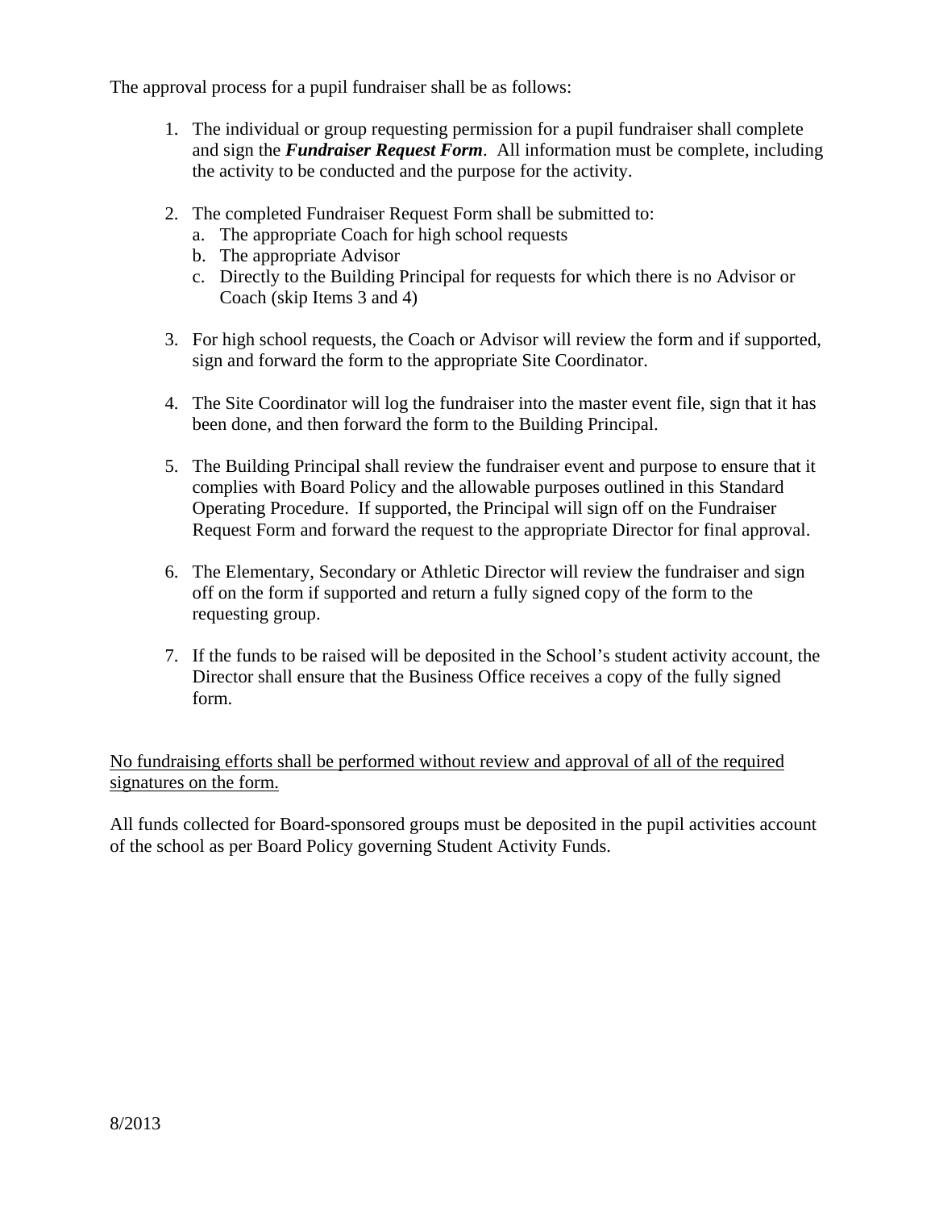The approval process for a pupil fundraiser shall be as follows:

1. The individual or group requesting permission for a pupil fundraiser shall complete and sign the ***Fundraiser Request Form***. All information must be complete, including the activity to be conducted and the purpose for the activity.

2. The completed Fundraiser Request Form shall be submitted to:
   a. The appropriate Coach for high school requests
   b. The appropriate Advisor
   c. Directly to the Building Principal for requests for which there is no Advisor or Coach (skip Items 3 and 4)

3. For high school requests, the Coach or Advisor will review the form and if supported, sign and forward the form to the appropriate Site Coordinator.

4. The Site Coordinator will log the fundraiser into the master event file, sign that it has been done, and then forward the form to the Building Principal.

5. The Building Principal shall review the fundraiser event and purpose to ensure that it complies with Board Policy and the allowable purposes outlined in this Standard Operating Procedure. If supported, the Principal will sign off on the Fundraiser Request Form and forward the request to the appropriate Director for final approval.

6. The Elementary, Secondary or Athletic Director will review the fundraiser and sign off on the form if supported and return a fully signed copy of the form to the requesting group.

7. If the funds to be raised will be deposited in the School's student activity account, the Director shall ensure that the Business Office receives a copy of the fully signed form.

<u>No fundraising efforts shall be performed without review and approval of all of the required signatures on the form.</u>

All funds collected for Board-sponsored groups must be deposited in the pupil activities account of the school as per Board Policy governing Student Activity Funds.

8/2013